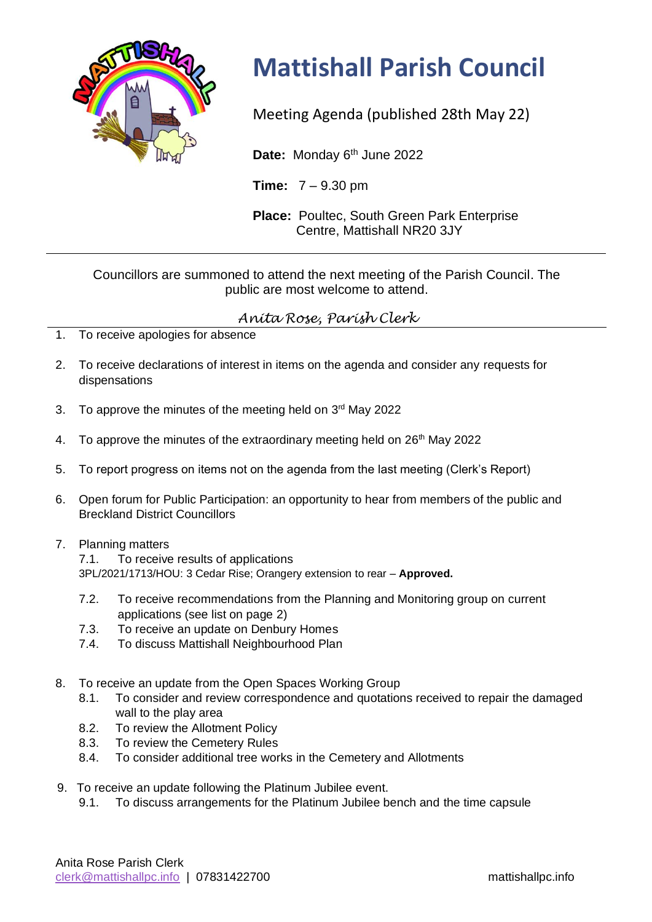# Mattishall Parish Council

Meeting Agenda (published 28th May 22)

**Date:** Monday 6th June 2022

**Time:** 7 – 9.30 pm

**Place:** Poultec, South Green Park Enterprise Centre, Mattishall NR20 3JY

---

Councillors are summoned to attend the next meeting of the Parish Council. The public are most welcome to attend.

*Anita Rose, Parish Clerk*

---

1. To receive apologies for absence

2. To receive declarations of interest in items on the agenda and consider any requests for dispensations

3. To approve the minutes of the meeting held on 3rd May 2022

4. To approve the minutes of the extraordinary meeting held on 26th May 2022

5. To report progress on items not on the agenda from the last meeting (Clerk's Report)

6. Open forum for Public Participation: an opportunity to hear from members of the public and Breckland District Councillors

7. Planning matters
   - 7.1. To receive results of applications
     3PL/2021/1713/HOU: 3 Cedar Rise; Orangery extension to rear – **Approved.**
   - 7.2. To receive recommendations from the Planning and Monitoring group on current applications (see list on page 2)
   - 7.3. To receive an update on Denbury Homes
   - 7.4. To discuss Mattishall Neighbourhood Plan

8. To receive an update from the Open Spaces Working Group
   - 8.1. To consider and review correspondence and quotations received to repair the damaged wall to the play area
   - 8.2. To review the Allotment Policy
   - 8.3. To review the Cemetery Rules
   - 8.4. To consider additional tree works in the Cemetery and Allotments

9. To receive an update following the Platinum Jubilee event.
   - 9.1. To discuss arrangements for the Platinum Jubilee bench and the time capsule

Anita Rose Parish Clerk
clerk@mattishallpc.info | 07831422700 mattishallpc.info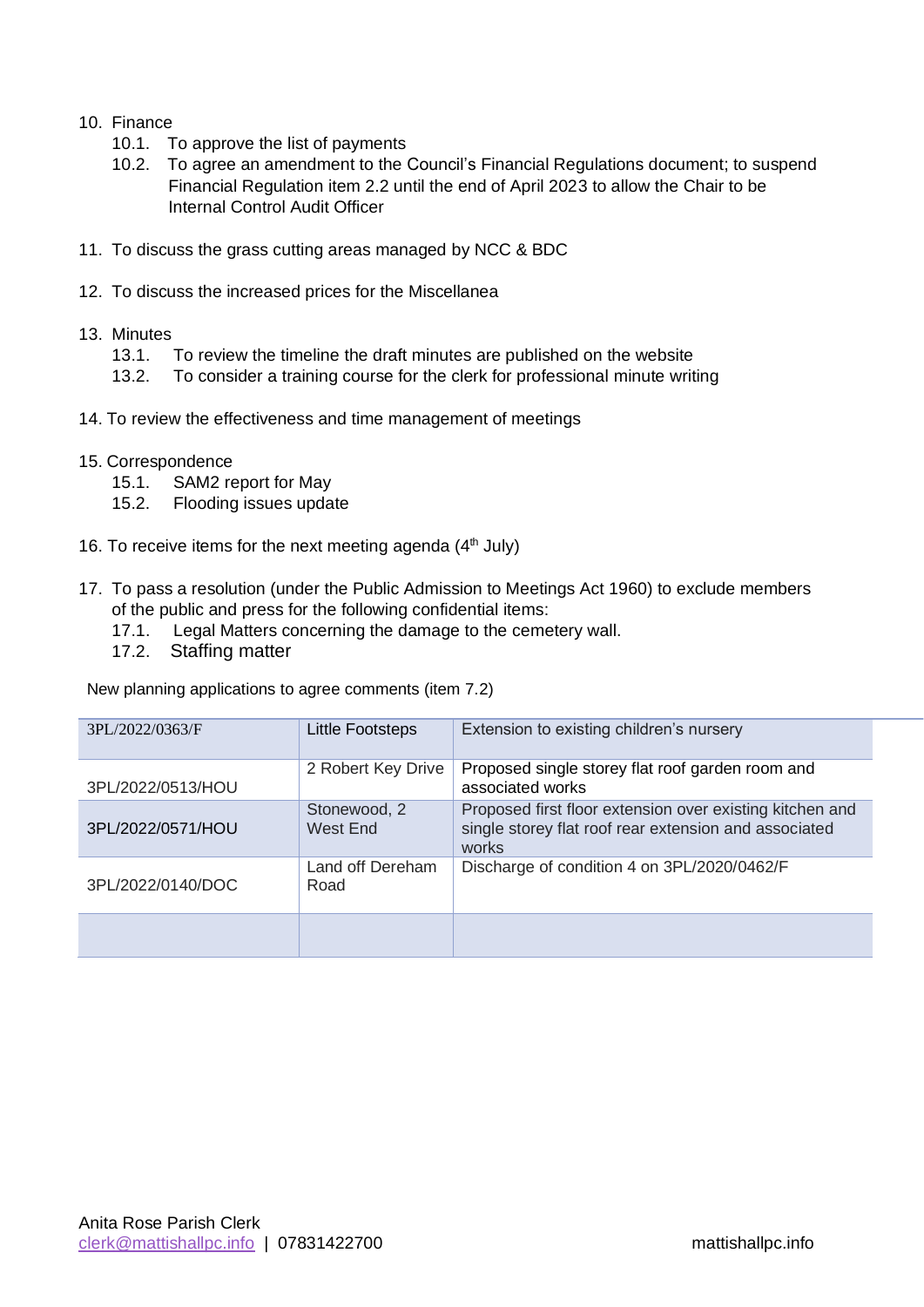10. Finance
    10.1. To approve the list of payments
    10.2. To agree an amendment to the Council's Financial Regulations document; to suspend Financial Regulation item 2.2 until the end of April 2023 to allow the Chair to be Internal Control Audit Officer

11. To discuss the grass cutting areas managed by NCC & BDC

12. To discuss the increased prices for the Miscellanea

13. Minutes
    13.1. To review the timeline the draft minutes are published on the website
    13.2. To consider a training course for the clerk for professional minute writing

14. To review the effectiveness and time management of meetings

15. Correspondence
    15.1. SAM2 report for May
    15.2. Flooding issues update

16. To receive items for the next meeting agenda (4th July)

17. To pass a resolution (under the Public Admission to Meetings Act 1960) to exclude members of the public and press for the following confidential items:
    17.1. Legal Matters concerning the damage to the cemetery wall.
    17.2. Staffing matter

New planning applications to agree comments (item 7.2)

| | | |
|---|---|---|
| 3PL/2022/0363/F | Little Footsteps | Extension to existing children's nursery |
| 3PL/2022/0513/HOU | 2 Robert Key Drive | Proposed single storey flat roof garden room and associated works |
| 3PL/2022/0571/HOU | Stonewood, 2 West End | Proposed first floor extension over existing kitchen and single storey flat roof rear extension and associated works |
| 3PL/2022/0140/DOC | Land off Dereham Road | Discharge of condition 4 on 3PL/2020/0462/F |
| | | |

Anita Rose Parish Clerk
clerk@mattishallpc.info | 07831422700 mattishallpc.info